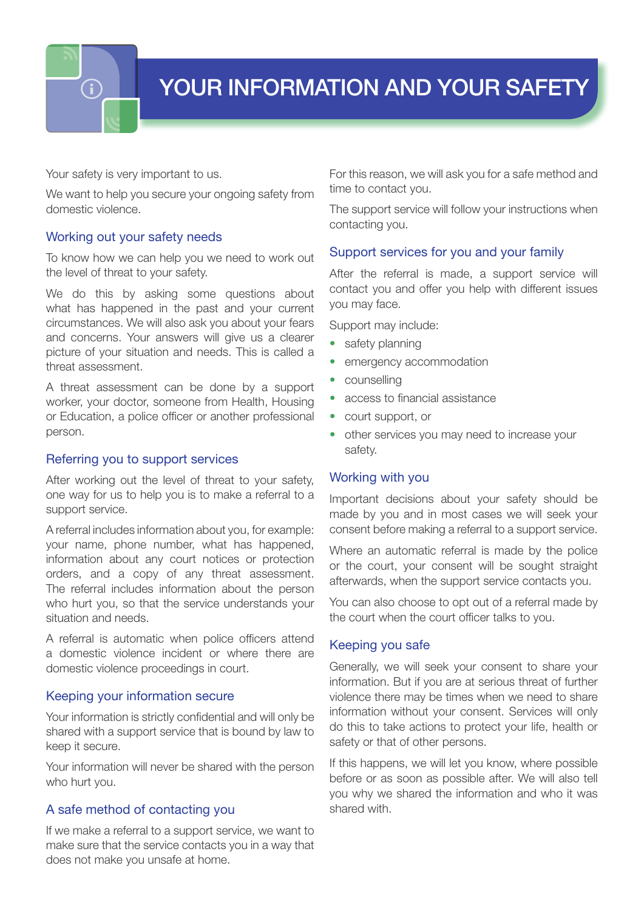# YOUR INFORMATION AND YOUR SAFETY

Your safety is very important to us.

We want to help you secure your ongoing safety from domestic violence.

## Working out your safety needs

To know how we can help you we need to work out the level of threat to your safety.

We do this by asking some questions about what has happened in the past and your current circumstances. We will also ask you about your fears and concerns. Your answers will give us a clearer picture of your situation and needs. This is called a threat assessment.

A threat assessment can be done by a support worker, your doctor, someone from Health, Housing or Education, a police officer or another professional person.

## Referring you to support services

After working out the level of threat to your safety, one way for us to help you is to make a referral to a support service.

A referral includes information about you, for example: your name, phone number, what has happened, information about any court notices or protection orders, and a copy of any threat assessment. The referral includes information about the person who hurt you, so that the service understands your situation and needs.

A referral is automatic when police officers attend a domestic violence incident or where there are domestic violence proceedings in court.

## Keeping your information secure

Your information is strictly confidential and will only be shared with a support service that is bound by law to keep it secure.

Your information will never be shared with the person who hurt you.

## A safe method of contacting you

If we make a referral to a support service, we want to make sure that the service contacts you in a way that does not make you unsafe at home.

For this reason, we will ask you for a safe method and time to contact you.

The support service will follow your instructions when contacting you.

## Support services for you and your family

After the referral is made, a support service will contact you and offer you help with different issues you may face.

Support may include:

- safety planning
- emergency accommodation
- counselling
- access to financial assistance
- court support, or
- other services you may need to increase your safety.

## Working with you

Important decisions about your safety should be made by you and in most cases we will seek your consent before making a referral to a support service.

Where an automatic referral is made by the police or the court, your consent will be sought straight afterwards, when the support service contacts you.

You can also choose to opt out of a referral made by the court when the court officer talks to you.

## Keeping you safe

Generally, we will seek your consent to share your information. But if you are at serious threat of further violence there may be times when we need to share information without your consent. Services will only do this to take actions to protect your life, health or safety or that of other persons.

If this happens, we will let you know, where possible before or as soon as possible after. We will also tell you why we shared the information and who it was shared with.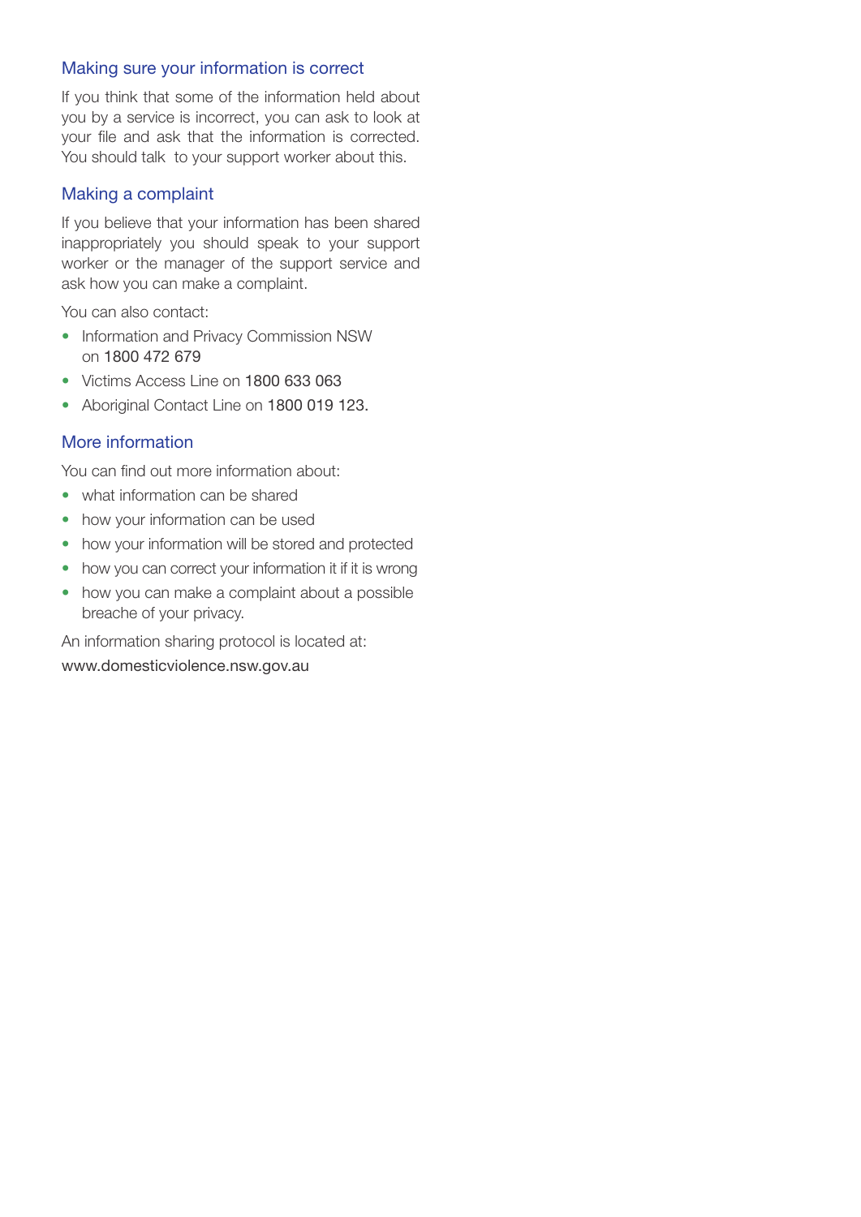## Making sure your information is correct

If you think that some of the information held about you by a service is incorrect, you can ask to look at your file and ask that the information is corrected. You should talk to your support worker about this.

## Making a complaint

If you believe that your information has been shared inappropriately you should speak to your support worker or the manager of the support service and ask how you can make a complaint.

You can also contact:

- Information and Privacy Commission NSW on 1800 472 679
- Victims Access Line on 1800 633 063
- Aboriginal Contact Line on 1800 019 123.

## More information

You can find out more information about:

- what information can be shared
- how your information can be used
- how your information will be stored and protected
- how you can correct your information it if it is wrong
- how you can make a complaint about a possible breache of your privacy.

An information sharing protocol is located at:
www.domesticviolence.nsw.gov.au